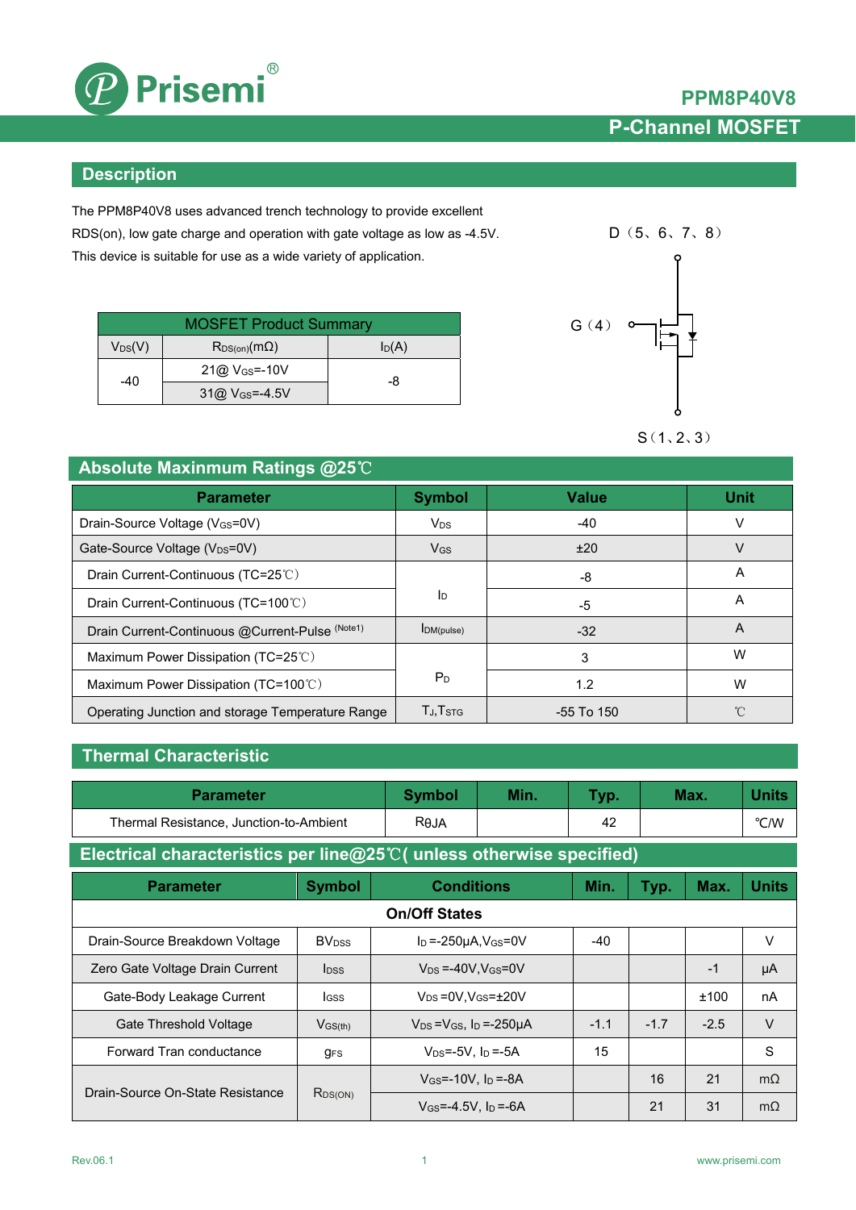# PPM8P40V8

## P-Channel MOSFET

## Description

The PPM8P40V8 uses advanced trench technology to provide excellent RDS(on), low gate charge and operation with gate voltage as low as -4.5V. This device is suitable for use as a wide variety of application.

| MOSFET Product Summary | | |
|---|---|---|
| $V_{DS}$(V) | $R_{DS(on)}$(mΩ) | $I_D$(A) |
| -40 | 21@ $V_{GS}$=-10V | -8 |
| | 31@ $V_{GS}$=-4.5V | |

D（5、6、7、8）

G（4）

S（1、2、3）

## Absolute Maxinmum Ratings @25℃

| Parameter | Symbol | Value | Unit |
|---|---|---|---|
| Drain-Source Voltage ($V_{GS}$=0V) | $V_{DS}$ | -40 | V |
| Gate-Source Voltage ($V_{DS}$=0V) | $V_{GS}$ | ±20 | V |
| Drain Current-Continuous (TC=25℃) | $I_D$ | -8 | A |
| Drain Current-Continuous (TC=100℃) | | -5 | A |
| Drain Current-Continuous @Current-Pulse (Note1) | $I_{DM(pulse)}$ | -32 | A |
| Maximum Power Dissipation (TC=25℃) | $P_D$ | 3 | W |
| Maximum Power Dissipation (TC=100℃) | | 1.2 | W |
| Operating Junction and storage Temperature Range | $T_J$,$T_{STG}$ | -55 To 150 | ℃ |

## Thermal Characteristic

| Parameter | Symbol | Min. | Typ. | Max. | Units |
|---|---|---|---|---|---|
| Thermal Resistance, Junction-to-Ambient | RθJA | | 42 | | ℃/W |

## Electrical characteristics per line@25℃( unless otherwise specified)

| Parameter | Symbol | Conditions | Min. | Typ. | Max. | Units |
|---|---|---|---|---|---|---|
| **On/Off States** | | | | | | |
| Drain-Source Breakdown Voltage | $BV_{DSS}$ | $I_D$ =-250μA,$V_{GS}$=0V | -40 | | | V |
| Zero Gate Voltage Drain Current | $I_{DSS}$ | $V_{DS}$ =-40V,$V_{GS}$=0V | | | -1 | μA |
| Gate-Body Leakage Current | $I_{GSS}$ | $V_{DS}$ =0V,$V_{GS}$=±20V | | | ±100 | nA |
| Gate Threshold Voltage | $V_{GS(th)}$ | $V_{DS}$ =$V_{GS}$, $I_D$ =-250μA | -1.1 | -1.7 | -2.5 | V |
| Forward Tran conductance | $g_{FS}$ | $V_{DS}$=-5V, $I_D$ =-5A | 15 | | | S |
| Drain-Source On-State Resistance | $R_{DS(ON)}$ | $V_{GS}$=-10V, $I_D$ =-8A | | 16 | 21 | mΩ |
| | | $V_{GS}$=-4.5V, $I_D$ =-6A | | 21 | 31 | mΩ |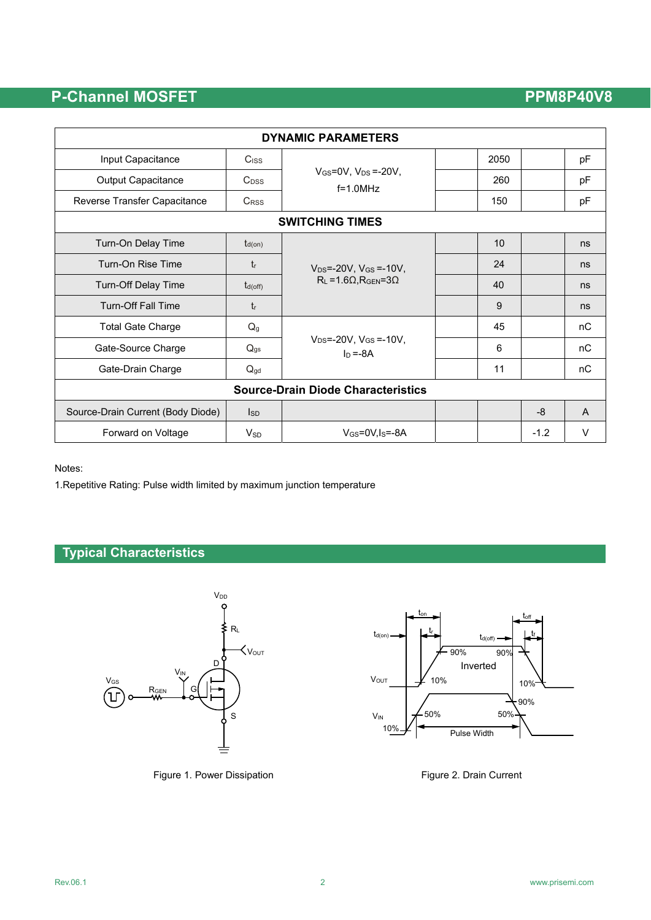## P-Channel MOSFET PPM8P40V8

| | | | | | | |
|---|---|---|---|---|---|---|
| **DYNAMIC PARAMETERS** | | | | | | |
| Input Capacitance | $C_{ISS}$ | $V_{GS}$=0V, $V_{DS}$=-20V, f=1.0MHz | | 2050 | | pF |
| Output Capacitance | $C_{DSS}$ | | | 260 | | pF |
| Reverse Transfer Capacitance | $C_{RSS}$ | | | 150 | | pF |
| **SWITCHING TIMES** | | | | | | |
| Turn-On Delay Time | $t_{d(on)}$ | $V_{DS}$=-20V, $V_{GS}$=-10V, $R_L$=1.6Ω, $R_{GEN}$=3Ω | | 10 | | ns |
| Turn-On Rise Time | $t_r$ | | | 24 | | ns |
| Turn-Off Delay Time | $t_{d(off)}$ | | | 40 | | ns |
| Turn-Off Fall Time | $t_f$ | | | 9 | | ns |
| Total Gate Charge | $Q_g$ | $V_{DS}$=-20V, $V_{GS}$=-10V, $I_D$=-8A | | 45 | | nC |
| Gate-Source Charge | $Q_{gs}$ | | | 6 | | nC |
| Gate-Drain Charge | $Q_{gd}$ | | | 11 | | nC |
| **Source-Drain Diode Characteristics** | | | | | | |
| Source-Drain Current (Body Diode) | $I_{SD}$ | | | | -8 | A |
| Forward on Voltage | $V_{SD}$ | $V_{GS}$=0V, $I_S$=-8A | | | -1.2 | V |

Notes:

1.Repetitive Rating: Pulse width limited by maximum junction temperature

## Typical Characteristics

$V_{DD}$
$R_L$
$V_{OUT}$
D
$V_{IN}$
$V_{GS}$
$R_{GEN}$
G
S

Figure 1. Power Dissipation

$t_{on}$
$t_{off}$
$t_{d(on)}$
$t_r$
$t_{d(off)}$
$t_f$
90%
90%
Inverted
$V_{OUT}$
10%
10%
90%
$V_{IN}$
50%
50%
10%
Pulse Width

Figure 2. Drain Current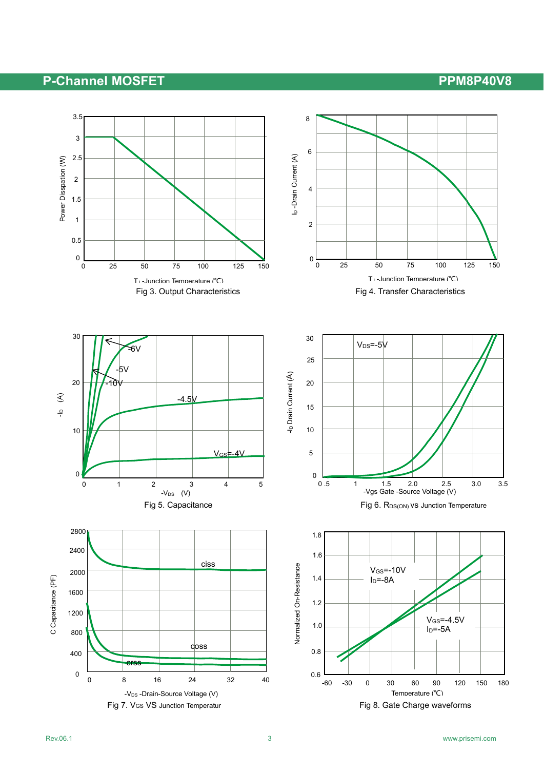Power Dissipation (W)

3.5
3
2.5
2
1.5
1
0.5
0

0 25 50 75 100 125 150

$T_J$ -Junction Temperature (℃)

Fig 3. Output Characteristics

$I_D$ -Drain Current (A)

8
6
4
2
0

0 25 50 75 100 125 150

$T_J$ -Junction Temperature (℃)

Fig 4. Transfer Characteristics

$-I_D$ (A)

30
20
10
0

0 1 2 3 4 5

$-V_{DS}$ (V)

-6V
-5V
-10V
-4.5V
$V_{GS}$=-4V

Fig 5. Capacitance

$-I_D$ Drain Current (A)

30
25
20
15
10
5
0

0 .5 1 1.5 2.0 2.5 3.0 3.5

-Vgs Gate -Source Voltage (V)

$V_{DS}$=-5V

Fig 6. $R_{DS(ON)}$ VS Junction Temperature

C Capacitance (PF)

2800
2400
2000
1600
1200
800
400
0

0 8 16 24 32 40

$-V_{DS}$ -Drain-Source Voltage (V)

ciss
coss
crss

Fig 7. $V_{GS}$ VS Junction Temperatur

Normalized On-Resistance

1.8
1.6
1.4
1.2
1.0
0.8
0.6

-60 -30 0 30 60 90 120 150 180

Temperature (℃)

$V_{GS}$=-10V
$I_D$=-8A

$V_{GS}$=-4.5V
$I_D$=-5A

Fig 8. Gate Charge waveforms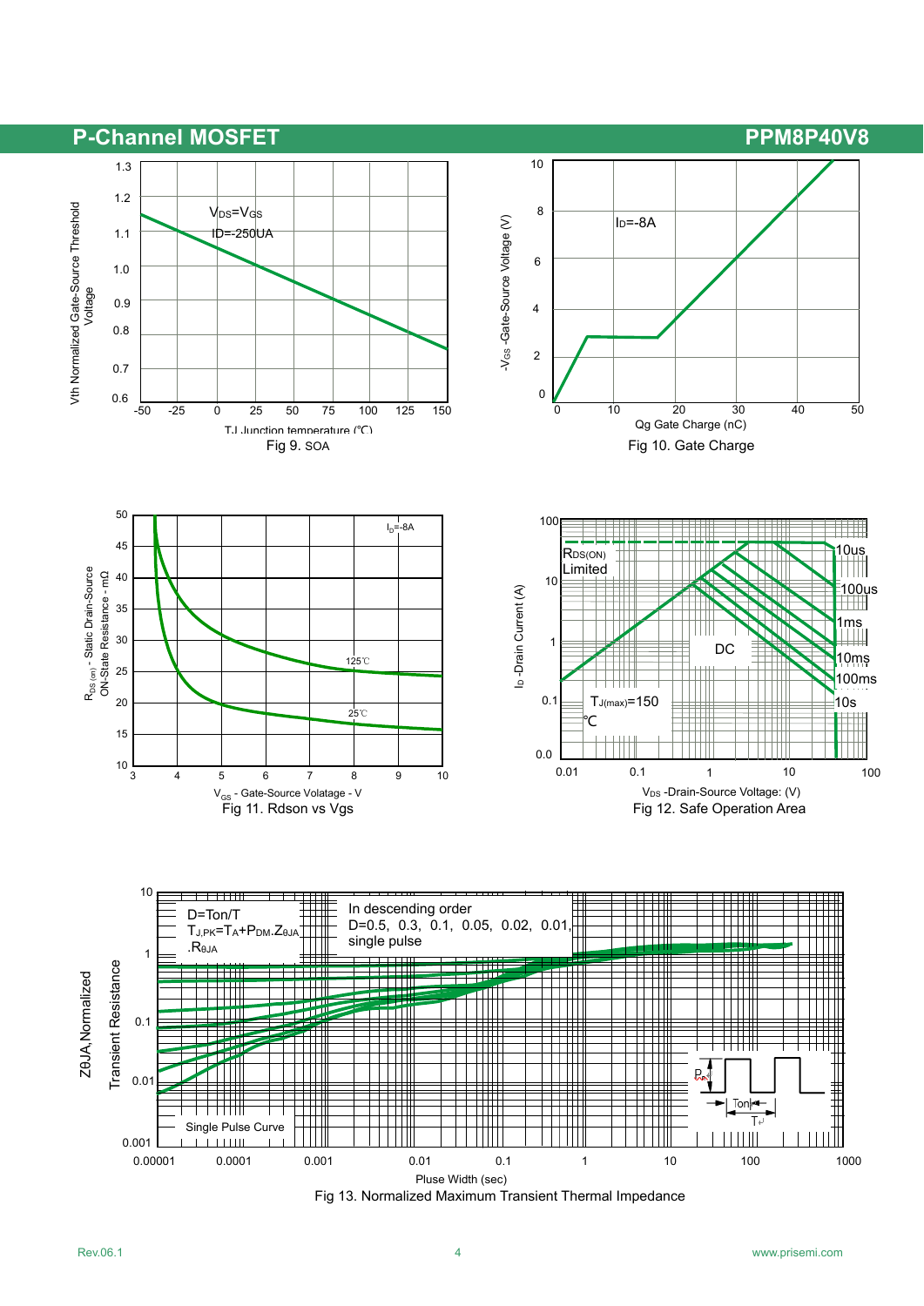## P-Channel MOSFET

**PPM8P40V8**

Vth Normalized Gate-Source Threshold Voltage

1.3
1.2
1.1
1.0
0.9
0.8
0.7
0.6

$V_{DS}=V_{GS}$

ID=-250UA

-50 -25 0 25 50 75 100 125 150

TJ Junction temperature (℃)

Fig 9. SOA

$-V_{GS}$ -Gate-Source Voltage (V)

10
8
6
4
2
0

$I_D$=-8A

0 10 20 30 40 50

Qg Gate Charge (nC)

Fig 10. Gate Charge

$R_{DS(on)}$ - Static Drain-Source ON-State Resistance - mΩ

50
45
40
35
30
25
20
15
10

$I_D$=-8A

125℃

25℃

3 4 5 6 7 8 9 10

$V_{GS}$ - Gate-Source Volatage - V

Fig 11. Rdson vs Vgs

$I_D$ -Drain Current (A)

100
10
1
0.1
0.0

$R_{DS(ON)}$ Limited

10us
100us
1ms
DC
10ms
100ms
10s

$T_{J(max)}$=150 ℃

0.01 0.1 1 10 100

$V_{DS}$ -Drain-Source Voltage: (V)

Fig 12. Safe Operation Area

ZθJA,Normalized Transient Resistance

10
1
0.1
0.01
0.001

D=Ton/T

$T_{J,PK}=T_A+P_{DM}.Z_{\theta JA}.R_{\theta JA}$

In descending order

D=0.5, 0.3, 0.1, 0.05, 0.02, 0.01, single pulse

Single Pulse Curve

$P_D$

Ton

T

0.00001 0.0001 0.001 0.01 0.1 1 10 100 1000

Pluse Width (sec)

Fig 13. Normalized Maximum Transient Thermal Impedance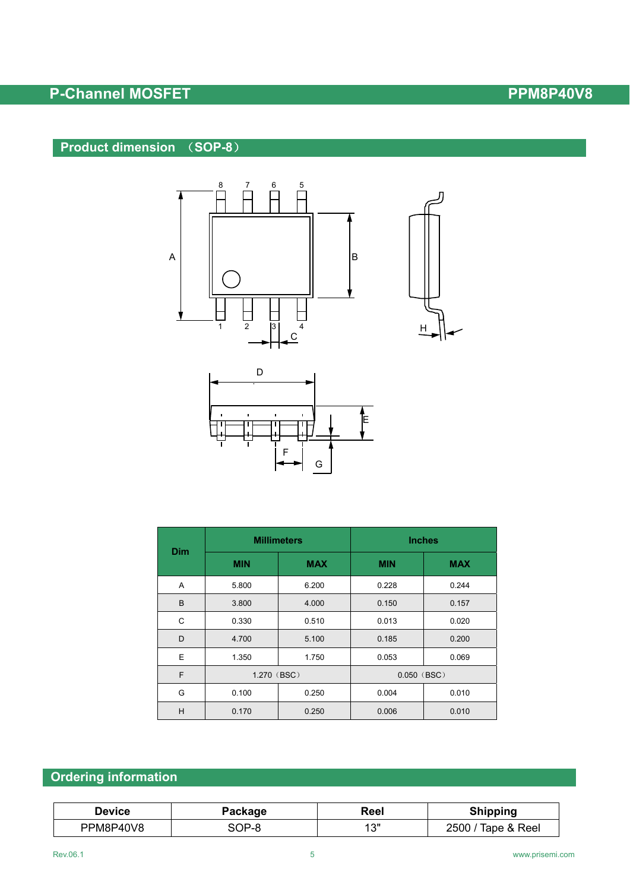## Product dimension （SOP-8）

8 7 6 5

A

B

1 2 3 4

C

H

D

E

F

G

| Dim | Millimeters | | Inches | |
|---|---|---|---|---|
| | MIN | MAX | MIN | MAX |
| A | 5.800 | 6.200 | 0.228 | 0.244 |
| B | 3.800 | 4.000 | 0.150 | 0.157 |
| C | 0.330 | 0.510 | 0.013 | 0.020 |
| D | 4.700 | 5.100 | 0.185 | 0.200 |
| E | 1.350 | 1.750 | 0.053 | 0.069 |
| F | 1.270（BSC） | | 0.050（BSC） | |
| G | 0.100 | 0.250 | 0.004 | 0.010 |
| H | 0.170 | 0.250 | 0.006 | 0.010 |

## Ordering information

| Device | Package | Reel | Shipping |
|---|---|---|---|
| PPM8P40V8 | SOP-8 | 13" | 2500 / Tape & Reel |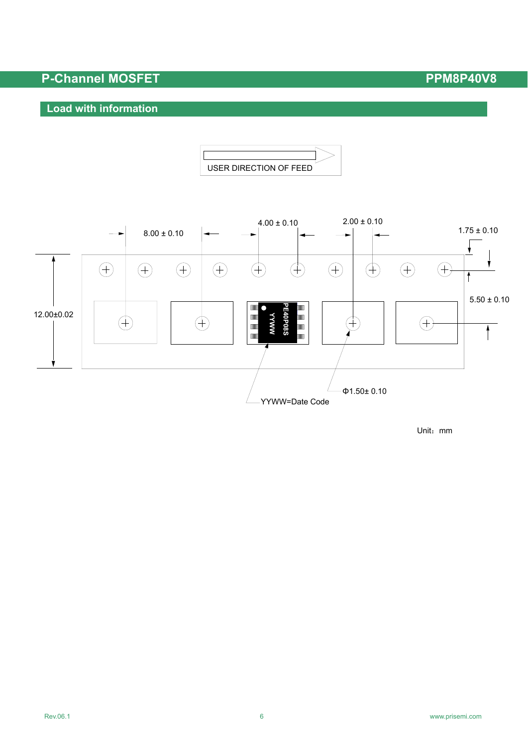## Load with information

USER DIRECTION OF FEED

8.00 ± 0.10

4.00 ± 0.10

2.00 ± 0.10

1.75 ± 0.10

5.50 ± 0.10

12.00±0.02

PE40P08S

YYWW

Φ1.50± 0.10

YYWW=Date Code

Unit：mm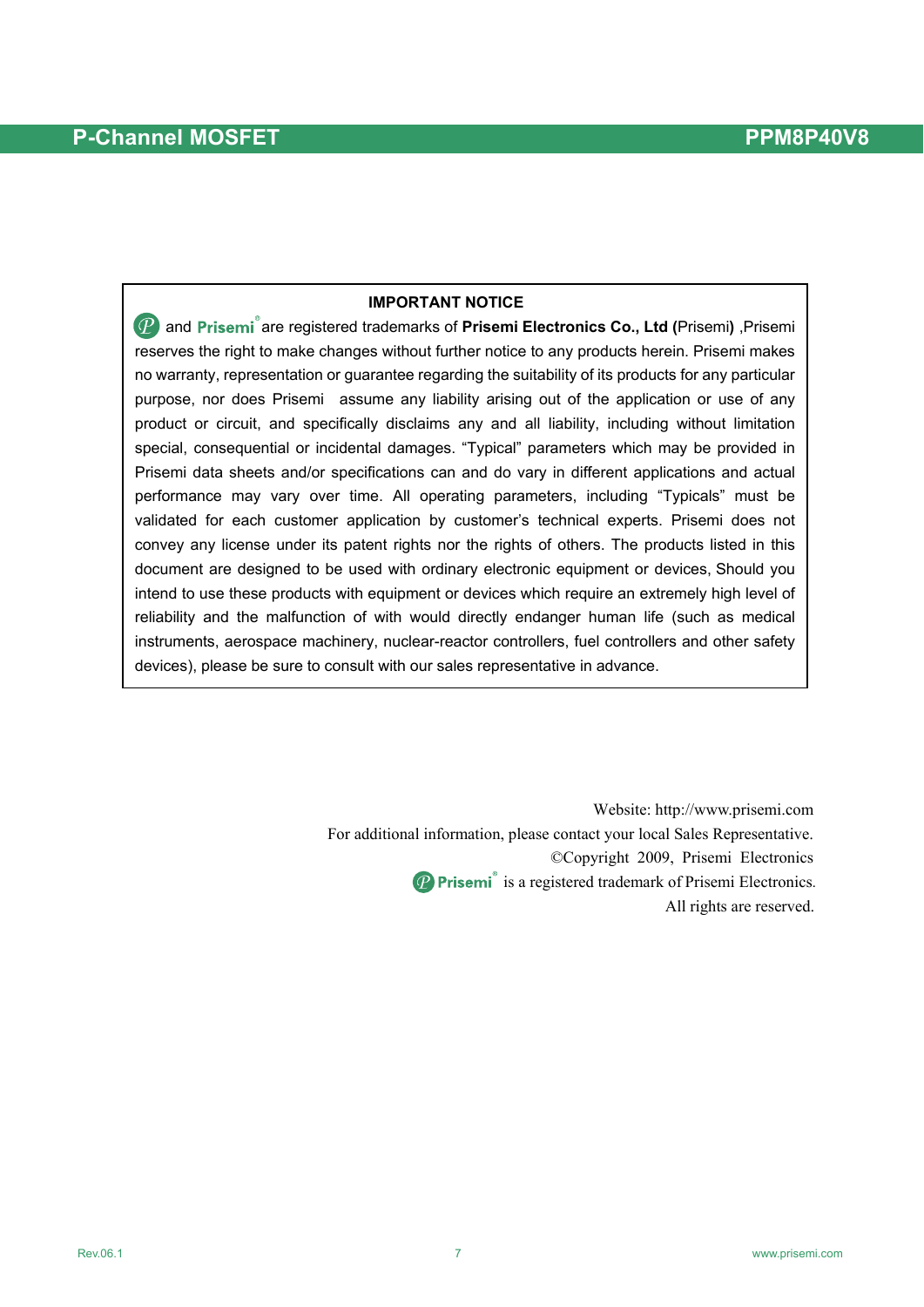## IMPORTANT NOTICE

and **Prisemi** are registered trademarks of **Prisemi Electronics Co., Ltd (**Prisemi**)** ,Prisemi reserves the right to make changes without further notice to any products herein. Prisemi makes no warranty, representation or guarantee regarding the suitability of its products for any particular purpose, nor does Prisemi assume any liability arising out of the application or use of any product or circuit, and specifically disclaims any and all liability, including without limitation special, consequential or incidental damages. "Typical" parameters which may be provided in Prisemi data sheets and/or specifications can and do vary in different applications and actual performance may vary over time. All operating parameters, including "Typicals" must be validated for each customer application by customer's technical experts. Prisemi does not convey any license under its patent rights nor the rights of others. The products listed in this document are designed to be used with ordinary electronic equipment or devices, Should you intend to use these products with equipment or devices which require an extremely high level of reliability and the malfunction of with would directly endanger human life (such as medical instruments, aerospace machinery, nuclear-reactor controllers, fuel controllers and other safety devices), please be sure to consult with our sales representative in advance.

Website: http://www.prisemi.com

For additional information, please contact your local Sales Representative.

©Copyright 2009, Prisemi Electronics

Prisemi is a registered trademark of Prisemi Electronics.

All rights are reserved.